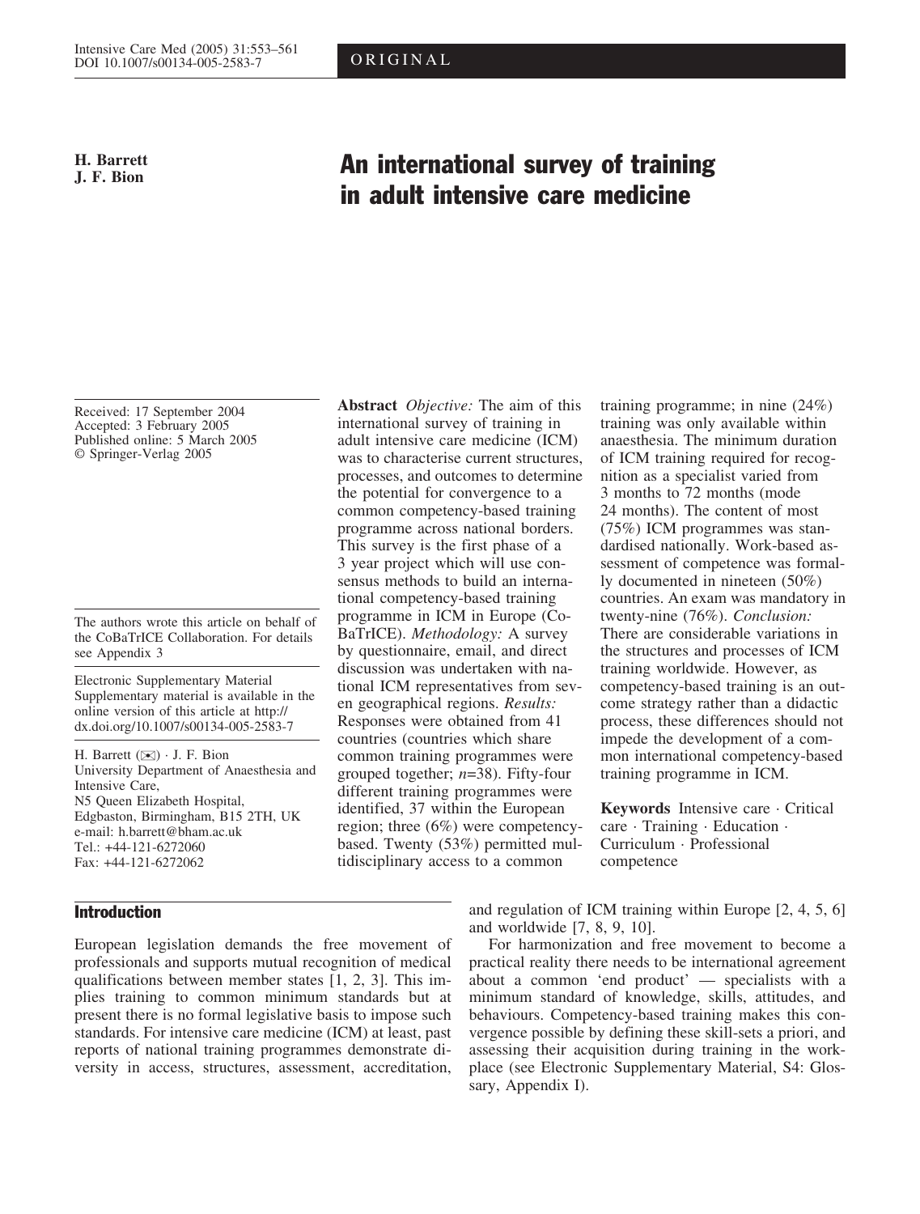H. Barrett
J. F. Bion

# An international survey of training in adult intensive care medicine

Received: 17 September 2004
Accepted: 3 February 2005
Published online: 5 March 2005
© Springer-Verlag 2005

The authors wrote this article on behalf of the CoBaTrICE Collaboration. For details see Appendix 3

Electronic Supplementary Material
Supplementary material is available in the online version of this article at http://dx.doi.org/10.1007/s00134-005-2583-7

H. Barrett (✉) · J. F. Bion
University Department of Anaesthesia and Intensive Care,
N5 Queen Elizabeth Hospital,
Edgbaston, Birmingham, B15 2TH, UK
e-mail: h.barrett@bham.ac.uk
Tel.: +44-121-6272060
Fax: +44-121-6272062

**Abstract** *Objective:* The aim of this international survey of training in adult intensive care medicine (ICM) was to characterise current structures, processes, and outcomes to determine the potential for convergence to a common competency-based training programme across national borders. This survey is the first phase of a 3 year project which will use consensus methods to build an international competency-based training programme in ICM in Europe (CoBaTrICE). *Methodology:* A survey by questionnaire, email, and direct discussion was undertaken with national ICM representatives from seven geographical regions. *Results:* Responses were obtained from 41 countries (countries which share common training programmes were grouped together; *n*=38). Fifty-four different training programmes were identified, 37 within the European region; three (6%) were competency-based. Twenty (53%) permitted multidisciplinary access to a common training programme; in nine (24%) training was only available within anaesthesia. The minimum duration of ICM training required for recognition as a specialist varied from 3 months to 72 months (mode 24 months). The content of most (75%) ICM programmes was standardised nationally. Work-based assessment of competence was formally documented in nineteen (50%) countries. An exam was mandatory in twenty-nine (76%). *Conclusion:* There are considerable variations in the structures and processes of ICM training worldwide. However, as competency-based training is an outcome strategy rather than a didactic process, these differences should not impede the development of a common international competency-based training programme in ICM.

**Keywords** Intensive care · Critical care · Training · Education · Curriculum · Professional competence

## Introduction

European legislation demands the free movement of professionals and supports mutual recognition of medical qualifications between member states [1, 2, 3]. This implies training to common minimum standards but at present there is no formal legislative basis to impose such standards. For intensive care medicine (ICM) at least, past reports of national training programmes demonstrate diversity in access, structures, assessment, accreditation, and regulation of ICM training within Europe [2, 4, 5, 6] and worldwide [7, 8, 9, 10].

For harmonization and free movement to become a practical reality there needs to be international agreement about a common 'end product' — specialists with a minimum standard of knowledge, skills, attitudes, and behaviours. Competency-based training makes this convergence possible by defining these skill-sets a priori, and assessing their acquisition during training in the workplace (see Electronic Supplementary Material, S4: Glossary, Appendix I).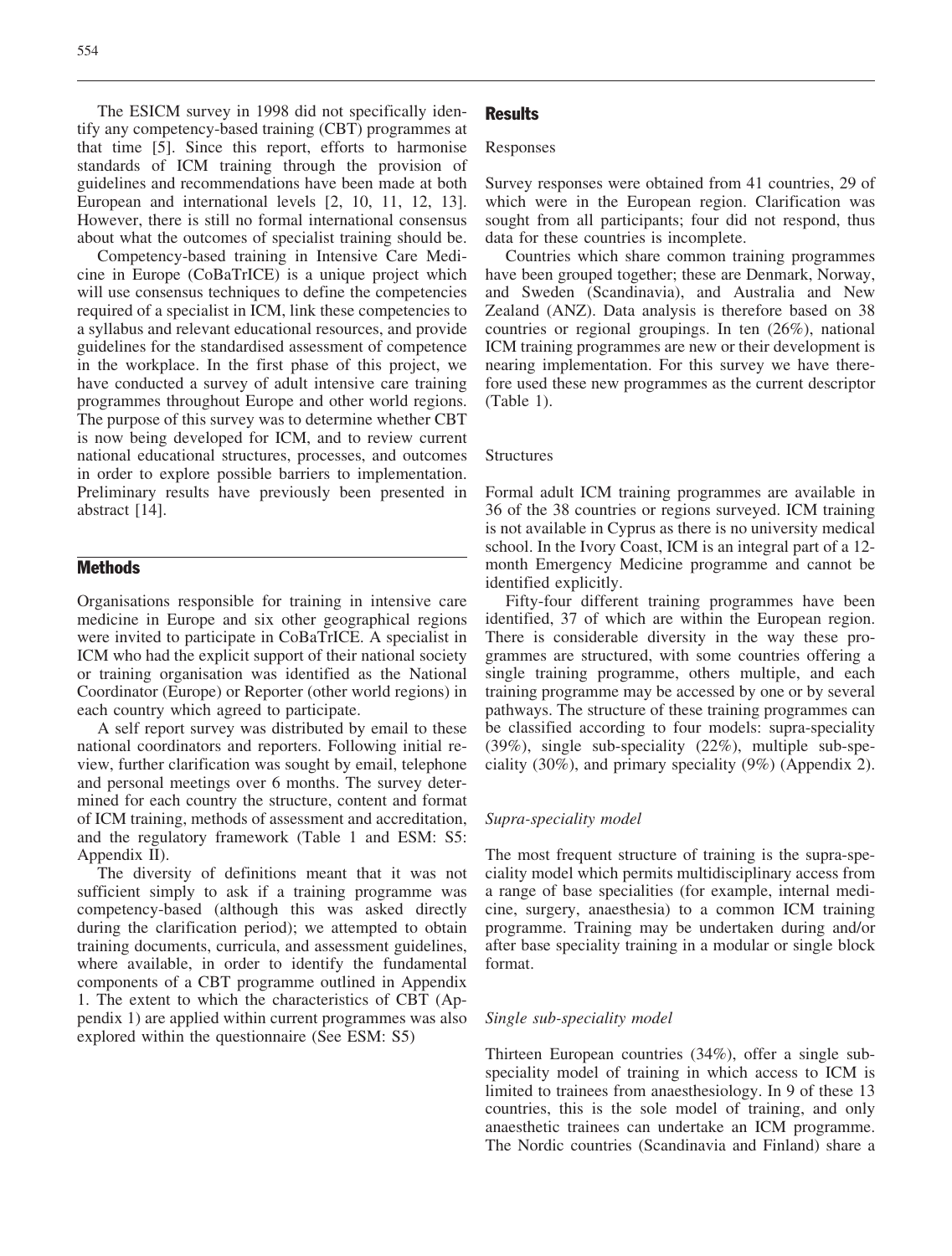The ESICM survey in 1998 did not specifically identify any competency-based training (CBT) programmes at that time [5]. Since this report, efforts to harmonise standards of ICM training through the provision of guidelines and recommendations have been made at both European and international levels [2, 10, 11, 12, 13]. However, there is still no formal international consensus about what the outcomes of specialist training should be.

Competency-based training in Intensive Care Medicine in Europe (CoBaTrICE) is a unique project which will use consensus techniques to define the competencies required of a specialist in ICM, link these competencies to a syllabus and relevant educational resources, and provide guidelines for the standardised assessment of competence in the workplace. In the first phase of this project, we have conducted a survey of adult intensive care training programmes throughout Europe and other world regions. The purpose of this survey was to determine whether CBT is now being developed for ICM, and to review current national educational structures, processes, and outcomes in order to explore possible barriers to implementation. Preliminary results have previously been presented in abstract [14].

## Methods

Organisations responsible for training in intensive care medicine in Europe and six other geographical regions were invited to participate in CoBaTrICE. A specialist in ICM who had the explicit support of their national society or training organisation was identified as the National Coordinator (Europe) or Reporter (other world regions) in each country which agreed to participate.

A self report survey was distributed by email to these national coordinators and reporters. Following initial review, further clarification was sought by email, telephone and personal meetings over 6 months. The survey determined for each country the structure, content and format of ICM training, methods of assessment and accreditation, and the regulatory framework (Table 1 and ESM: S5: Appendix II).

The diversity of definitions meant that it was not sufficient simply to ask if a training programme was competency-based (although this was asked directly during the clarification period); we attempted to obtain training documents, curricula, and assessment guidelines, where available, in order to identify the fundamental components of a CBT programme outlined in Appendix 1. The extent to which the characteristics of CBT (Appendix 1) are applied within current programmes was also explored within the questionnaire (See ESM: S5)

## Results

### Responses

Survey responses were obtained from 41 countries, 29 of which were in the European region. Clarification was sought from all participants; four did not respond, thus data for these countries is incomplete.

Countries which share common training programmes have been grouped together; these are Denmark, Norway, and Sweden (Scandinavia), and Australia and New Zealand (ANZ). Data analysis is therefore based on 38 countries or regional groupings. In ten (26%), national ICM training programmes are new or their development is nearing implementation. For this survey we have therefore used these new programmes as the current descriptor (Table 1).

### Structures

Formal adult ICM training programmes are available in 36 of the 38 countries or regions surveyed. ICM training is not available in Cyprus as there is no university medical school. In the Ivory Coast, ICM is an integral part of a 12-month Emergency Medicine programme and cannot be identified explicitly.

Fifty-four different training programmes have been identified, 37 of which are within the European region. There is considerable diversity in the way these programmes are structured, with some countries offering a single training programme, others multiple, and each training programme may be accessed by one or by several pathways. The structure of these training programmes can be classified according to four models: supra-speciality (39%), single sub-speciality (22%), multiple sub-speciality (30%), and primary speciality (9%) (Appendix 2).

#### *Supra-speciality model*

The most frequent structure of training is the supra-speciality model which permits multidisciplinary access from a range of base specialities (for example, internal medicine, surgery, anaesthesia) to a common ICM training programme. Training may be undertaken during and/or after base speciality training in a modular or single block format.

#### *Single sub-speciality model*

Thirteen European countries (34%), offer a single sub-speciality model of training in which access to ICM is limited to trainees from anaesthesiology. In 9 of these 13 countries, this is the sole model of training, and only anaesthetic trainees can undertake an ICM programme. The Nordic countries (Scandinavia and Finland) share a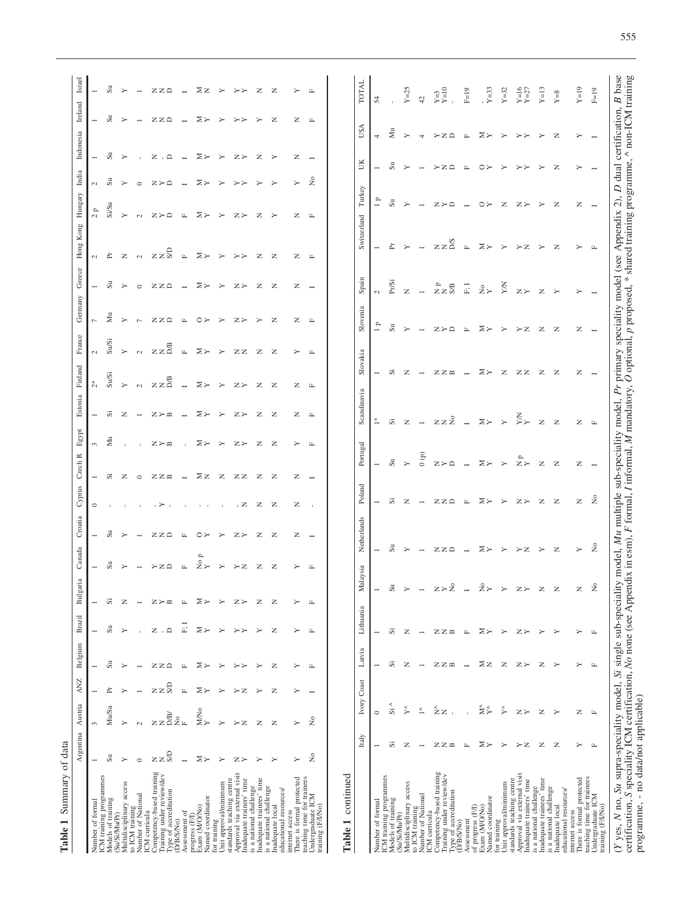**Table 1** Summary of data

| | Argentina | Austria | ANZ | Belgium | Brazil | Bulgaria | Canada | Croatia | Cyprus | Czech R | Egypt | Estonia | Finland | France | Germany | Greece | Hong Kong | Hungary | India | Indonesia | Ireland | Israel |
|---|---|---|---|---|---|---|---|---|---|---|---|---|---|---|---|---|---|---|---|---|---|---|
| Number of formal ICM training programmes | 1 | 3 | 1 | 1 | 1 | 1 | 1 | 1 | 0 | 1 | 3 | 1 | 2* | 2 | 7 | 1 | 2 | 2 p | 2 | 1 | 1 | 1 |
| Models of training (Su/Si/Mu/Pr) | Su | Mu/Su | Pr | Su | Su | Si | Su | Su | - | Si | Mu | Si | Su/Si | Su/Si | Mu | Su | Pr | Si/Su | Su | Su | Su | Su |
| Multidisciplinary access to ICM training | Y | Y | Y | Y | Y | N | Y | Y | - | N | - | N | Y | Y | Y | Y | N | Y | Y | Y | Y | Y |
| Number of National ICM curricula | 0 | 2 | 1 | 1 | - | 1 | 1 | 1 | - | 0 | - | 1 | 2 | 2 | 7 | 0 | 2 | 2 | 0 | - | 1 | 1 |
| Competency-based training | N | N | N | N | N | N | Y | N | - | N | N | N | N | N | N | N | N | N | N | N | N | N |
| Training under review/dev | N | N | N | N | - | Y | N | N | Y | N | Y | Y | N | N | N | N | N | Y | Y | - | N | N |
| Type of accreditation (D/B/S/No) | S/D | D/B/ No | S/D | D | D | B | D | D | - | B | B | B | D/B | D/B | D | D | S/D | D | D | D | D | D |
| Assessment of progress (F/I) | I | F | F | F | F; I | F | F | F | - | I | - | I | I | F | F | I | F | F | I | I | I | I |
| Exam (M/O/No) | M | M/No | M | M | M | M | No p | O | - | M | M | M | M | M | O | M | M | M | M | M | M | M |
| Named coordinator for training | Y | Y | Y | Y | Y | Y | Y | Y | - | N | Y | Y | Y | Y | Y | Y | Y | Y | Y | Y | Y | N |
| Unit approval/minimum standards teaching centre | Y | Y | Y | Y | Y | Y | Y | Y | - | N | Y | Y | Y | Y | Y | Y | Y | Y | Y | Y | Y | Y |
| Approval via external visit | N | Y | Y | Y | Y | N | Y | N | - | N | N | N | N | N | N | N | Y | N | Y | N | Y | Y |
| Inadequate trainers' time is a national challenge | Y | N | N | Y | Y | Y | N | Y | N | N | Y | Y | Y | N | Y | Y | Y | Y | Y | Y | Y | Y |
| Inadequate trainees' time is a national challenge | Y | N | Y | Y | Y | N | N | N | N | N | N | N | N | N | Y | N | N | N | Y | N | Y | N |
| Inadequate local educational resources/ internet access | Y | N | N | N | N | N | N | N | N | N | N | N | N | N | N | N | N | Y | Y | Y | N | N |
| There is formal protected teaching time for trainees | Y | Y | Y | Y | Y | Y | Y | N | N | N | Y | N | N | Y | N | N | N | N | Y | N | N | Y |
| Undergraduate ICM training (F/I/No) | No | No | I | F | F | F | F | I | - | I | F | F | F | F | F | I | F | F | No | I | F | F |

**Table 1** continued

| | Italy | Ivory Coast | Latvia | Lithuania | Malaysia | Netherlands | Poland | Portugal | Scandinavia | Slovakia | Slovenia | Spain | Switzerland | Turkey | UK | USA | TOTAL |
|---|---|---|---|---|---|---|---|---|---|---|---|---|---|---|---|---|---|
| Number of formal ICM training programmes | 1 | 0 | 1 | 1 | 1 | 1 | 1 | 1 | 1* | 1 | 1 p | 2 | 1 | 1 p | 1 | 4 | 54 |
| Models of training (Su/Si/Mu/Pr) | Si | Si ^ | Si | Si | Su | Su | Si | Su | Si | Si | Su | Pr/Si | Pr | Su | Su | Mu | - |
| Multidisciplinary access to ICM training | N | Y^ | N | N | Y | Y | N | Y | N | N | Y | N | Y | Y | Y | Y | Y=25 |
| Number of National ICM curricula | 1 | 1^ | 1 | 1 | 1 | 1 | 1 | 0 (p) | 1 | 1 | 1 | 1 | 1 | 1 | 1 | 4 | 42 |
| Competency-based training | N | N^ | N | N | N | N | N | N | N | N | N | N p | N | N | Y | Y | Y=3 |
| Training under review/dev | N | N | N | N | Y | N | N | Y | N | N | Y | N | N | Y | N | N | Y=10 |
| Type of accreditation (D/B/S/No) | B | - | B | B | No | D | D | D | No | B | D | S/B | D/S | D | D | D | - |
| Assessment of progress (F/I) | F | - | I | F | I | I | F | I | I | I | F | F; I | F | I | F | F | F=19 |
| Exam (M/O/No) | M | M^ | M | M | No | M | M | M | M | M | M | No | M | O | O | M | - |
| Named coordinator for training | Y | Y^ | N | Y | Y | Y | Y | Y | Y | Y | Y | Y | Y | Y | Y | Y | Y=33 |
| Unit approval/minimum standards teaching centre | Y | Y^ | N | Y | Y | Y | Y | Y | Y | N | Y | Y/N | Y | N | Y | Y | Y=32 |
| Approval via external visit | Y | N | N | N | N | Y | N | N p | Y/N | N | Y | N | Y | N | Y | Y | Y=16 |
| Inadequate trainers' time is a national challenge | N | Y | Y | Y | Y | N | Y | Y | Y | N | Y | Y | N | Y | Y | Y | Y=27 |
| Inadequate trainees' time is a national challenge | N | N | N | Y | N | Y | N | N | N | N | N | N | Y | Y | Y | Y | Y=13 |
| Inadequate local educational resources/ internet access | N | Y | Y | Y | N | N | N | N | N | N | N | Y | N | N | N | N | Y=8 |
| There is formal protected teaching time for trainees | Y | N | Y | Y | N | Y | N | N | N | N | N | Y | Y | N | Y | Y | Y=19 |
| Undergraduate ICM training (F/I/No) | F | F | F | F | No | No | No | I | F | I | I | I | F | I | I | I | F=19 |

(*Y* yes, *N* no, *Su* supra-speciality model, *Si* single sub-speciality model, *Mu* multiple sub-speciality model, *Pr* primary speciality model (see Appendix 2), *D* dual certification, *B* base certification, *S* speciality ICM certification, *No* none (see Appendix in esm), *F* formal, *I* informal, *M* mandatory, *O* optional, *p* proposed, * shared training programme, ^ non-ICM training programme, - no data/not applicable)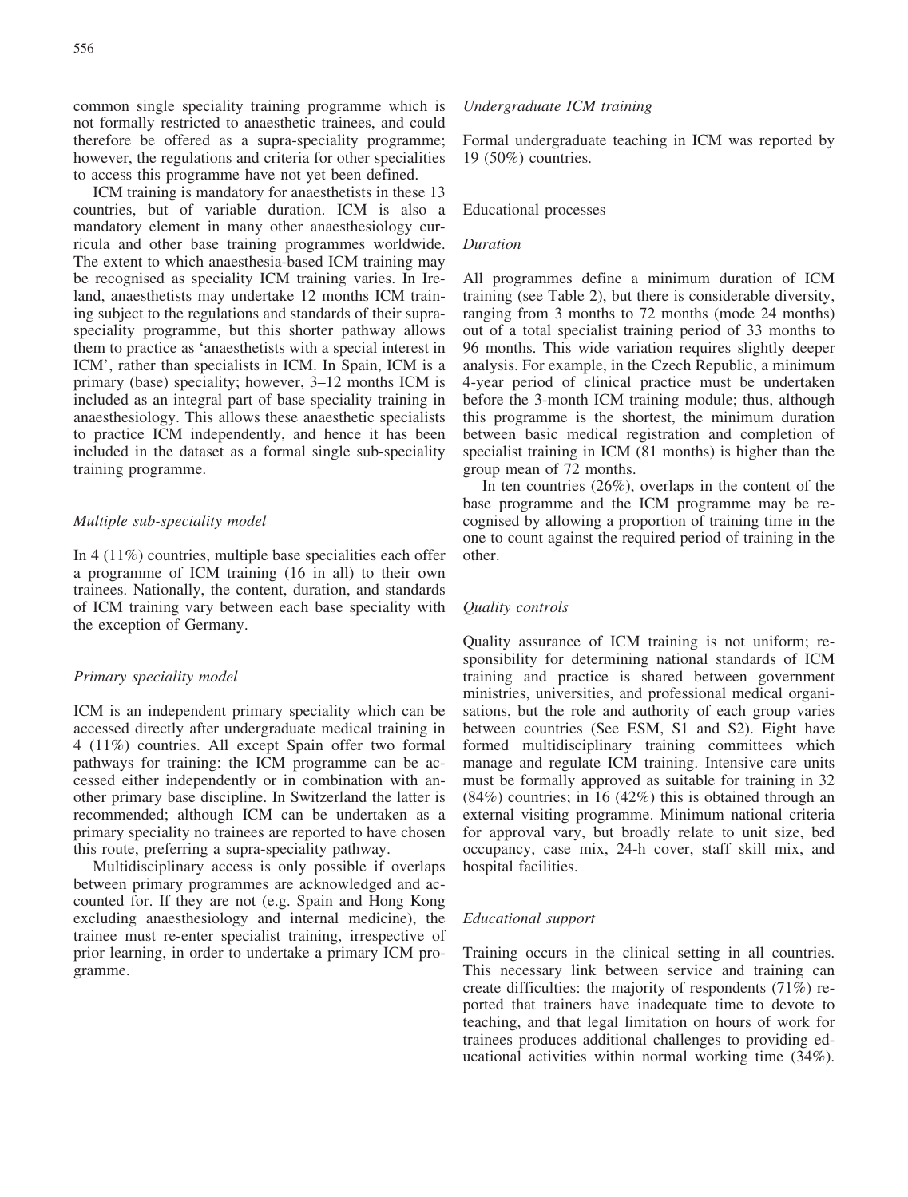common single speciality training programme which is not formally restricted to anaesthetic trainees, and could therefore be offered as a supra-speciality programme; however, the regulations and criteria for other specialities to access this programme have not yet been defined.

ICM training is mandatory for anaesthetists in these 13 countries, but of variable duration. ICM is also a mandatory element in many other anaesthesiology curricula and other base training programmes worldwide. The extent to which anaesthesia-based ICM training may be recognised as speciality ICM training varies. In Ireland, anaesthetists may undertake 12 months ICM training subject to the regulations and standards of their supra-speciality programme, but this shorter pathway allows them to practice as 'anaesthetists with a special interest in ICM', rather than specialists in ICM. In Spain, ICM is a primary (base) speciality; however, 3–12 months ICM is included as an integral part of base speciality training in anaesthesiology. This allows these anaesthetic specialists to practice ICM independently, and hence it has been included in the dataset as a formal single sub-speciality training programme.

*Multiple sub-speciality model*

In 4 (11%) countries, multiple base specialities each offer a programme of ICM training (16 in all) to their own trainees. Nationally, the content, duration, and standards of ICM training vary between each base speciality with the exception of Germany.

*Primary speciality model*

ICM is an independent primary speciality which can be accessed directly after undergraduate medical training in 4 (11%) countries. All except Spain offer two formal pathways for training: the ICM programme can be accessed either independently or in combination with another primary base discipline. In Switzerland the latter is recommended; although ICM can be undertaken as a primary speciality no trainees are reported to have chosen this route, preferring a supra-speciality pathway.

Multidisciplinary access is only possible if overlaps between primary programmes are acknowledged and accounted for. If they are not (e.g. Spain and Hong Kong excluding anaesthesiology and internal medicine), the trainee must re-enter specialist training, irrespective of prior learning, in order to undertake a primary ICM programme.

*Undergraduate ICM training*

Formal undergraduate teaching in ICM was reported by 19 (50%) countries.

## Educational processes

*Duration*

All programmes define a minimum duration of ICM training (see Table 2), but there is considerable diversity, ranging from 3 months to 72 months (mode 24 months) out of a total specialist training period of 33 months to 96 months. This wide variation requires slightly deeper analysis. For example, in the Czech Republic, a minimum 4-year period of clinical practice must be undertaken before the 3-month ICM training module; thus, although this programme is the shortest, the minimum duration between basic medical registration and completion of specialist training in ICM (81 months) is higher than the group mean of 72 months.

In ten countries (26%), overlaps in the content of the base programme and the ICM programme may be recognised by allowing a proportion of training time in the one to count against the required period of training in the other.

*Quality controls*

Quality assurance of ICM training is not uniform; responsibility for determining national standards of ICM training and practice is shared between government ministries, universities, and professional medical organisations, but the role and authority of each group varies between countries (See ESM, S1 and S2). Eight have formed multidisciplinary training committees which manage and regulate ICM training. Intensive care units must be formally approved as suitable for training in 32 (84%) countries; in 16 (42%) this is obtained through an external visiting programme. Minimum national criteria for approval vary, but broadly relate to unit size, bed occupancy, case mix, 24-h cover, staff skill mix, and hospital facilities.

*Educational support*

Training occurs in the clinical setting in all countries. This necessary link between service and training can create difficulties: the majority of respondents (71%) reported that trainers have inadequate time to devote to teaching, and that legal limitation on hours of work for trainees produces additional challenges to providing educational activities within normal working time (34%).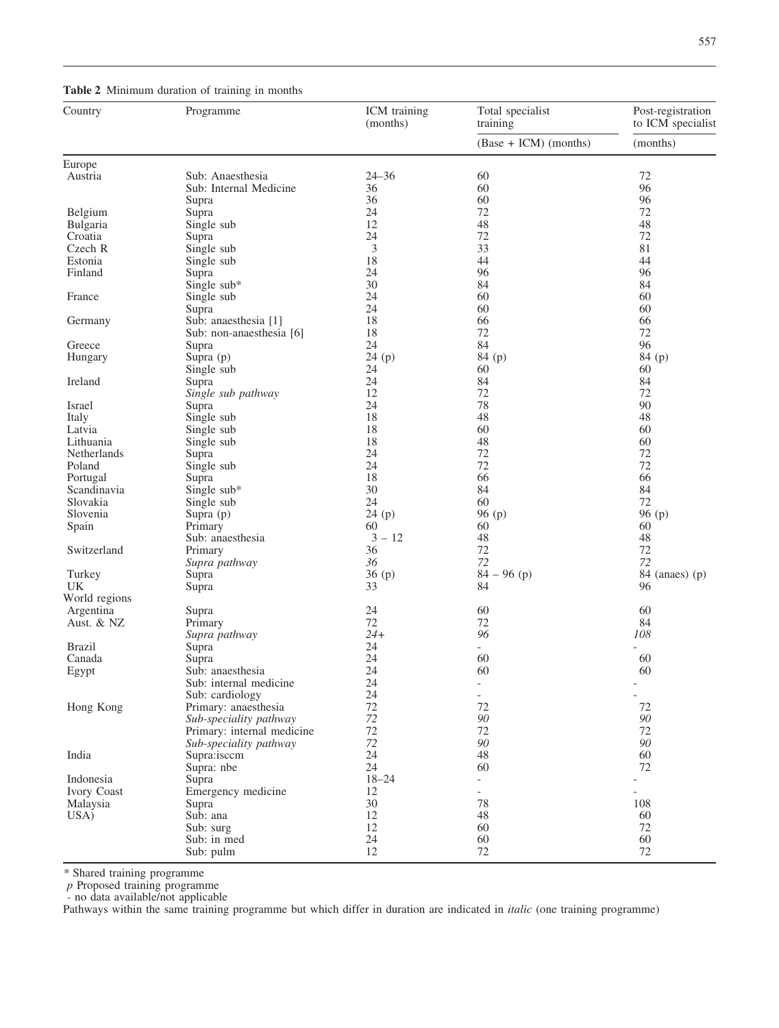**Table 2** Minimum duration of training in months

| Country | Programme | ICM training (months) | Total specialist training | Post-registration to ICM specialist |
|---|---|---|---|---|
| | | | (Base + ICM) (months) | (months) |
| Europe | | | | |
| Austria | Sub: Anaesthesia | 24–36 | 60 | 72 |
| | Sub: Internal Medicine | 36 | 60 | 96 |
| | Supra | 36 | 60 | 96 |
| Belgium | Supra | 24 | 72 | 72 |
| Bulgaria | Single sub | 12 | 48 | 48 |
| Croatia | Supra | 24 | 72 | 72 |
| Czech R | Single sub | 3 | 33 | 81 |
| Estonia | Single sub | 18 | 44 | 44 |
| Finland | Supra | 24 | 96 | 96 |
| | Single sub* | 30 | 84 | 84 |
| France | Single sub | 24 | 60 | 60 |
| | Supra | 24 | 60 | 60 |
| Germany | Sub: anaesthesia [1] | 18 | 66 | 66 |
| | Sub: non-anaesthesia [6] | 18 | 72 | 72 |
| Greece | Supra | 24 | 84 | 96 |
| Hungary | Supra (p) | 24 (p) | 84 (p) | 84 (p) |
| | Single sub | 24 | 60 | 60 |
| Ireland | Supra | 24 | 84 | 84 |
| | *Single sub pathway* | 12 | 72 | 72 |
| Israel | Supra | 24 | 78 | 90 |
| Italy | Single sub | 18 | 48 | 48 |
| Latvia | Single sub | 18 | 60 | 60 |
| Lithuania | Single sub | 18 | 48 | 60 |
| Netherlands | Supra | 24 | 72 | 72 |
| Poland | Single sub | 24 | 72 | 72 |
| Portugal | Supra | 18 | 66 | 66 |
| Scandinavia | Single sub* | 30 | 84 | 84 |
| Slovakia | Single sub | 24 | 60 | 72 |
| Slovenia | Supra (p) | 24 (p) | 96 (p) | 96 (p) |
| Spain | Primary | 60 | 60 | 60 |
| | Sub: anaesthesia | 3 – 12 | 48 | 48 |
| Switzerland | Primary | 36 | 72 | 72 |
| | *Supra pathway* | *36* | *72* | *72* |
| Turkey | Supra | 36 (p) | 84 – 96 (p) | 84 (anaes) (p) |
| UK | Supra | 33 | 84 | 96 |
| World regions | | | | |
| Argentina | Supra | 24 | 60 | 60 |
| Aust. & NZ | Primary | 72 | 72 | 84 |
| | *Supra pathway* | *24+* | *96* | *108* |
| Brazil | Supra | 24 | - | - |
| Canada | Supra | 24 | 60 | 60 |
| Egypt | Sub: anaesthesia | 24 | 60 | 60 |
| | Sub: internal medicine | 24 | - | - |
| | Sub: cardiology | 24 | - | - |
| Hong Kong | Primary: anaesthesia | 72 | 72 | 72 |
| | *Sub-speciality pathway* | *72* | *90* | *90* |
| | Primary: internal medicine | 72 | 72 | 72 |
| | *Sub-speciality pathway* | *72* | *90* | *90* |
| India | Supra:isccm | 24 | 48 | 60 |
| | Supra: nbe | 24 | 60 | 72 |
| Indonesia | Supra | 18–24 | - | - |
| Ivory Coast | Emergency medicine | 12 | - | - |
| Malaysia | Supra | 30 | 78 | 108 |
| USA) | Sub: ana | 12 | 48 | 60 |
| | Sub: surg | 12 | 60 | 72 |
| | Sub: in med | 24 | 60 | 60 |
| | Sub: pulm | 12 | 72 | 72 |

\* Shared training programme

*p* Proposed training programme

\- no data available/not applicable

Pathways within the same training programme but which differ in duration are indicated in *italic* (one training programme)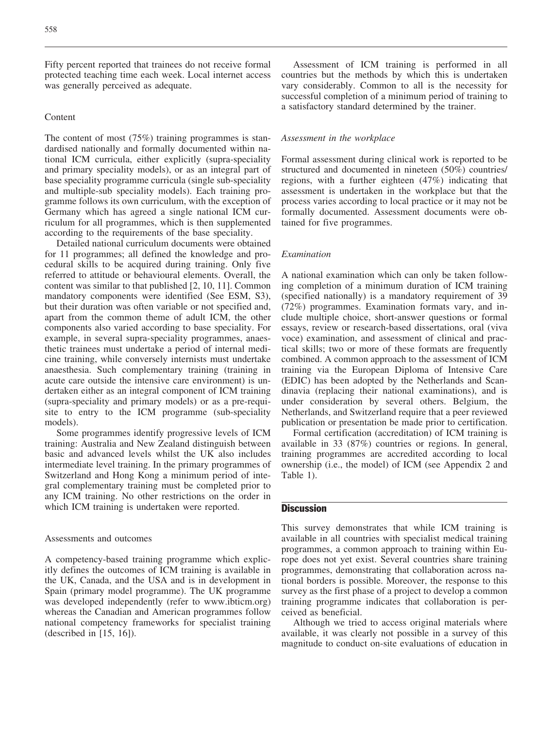Fifty percent reported that trainees do not receive formal protected teaching time each week. Local internet access was generally perceived as adequate.

### Content

The content of most (75%) training programmes is standardised nationally and formally documented within national ICM curricula, either explicitly (supra-speciality and primary speciality models), or as an integral part of base speciality programme curricula (single sub-speciality and multiple-sub speciality models). Each training programme follows its own curriculum, with the exception of Germany which has agreed a single national ICM curriculum for all programmes, which is then supplemented according to the requirements of the base speciality.

Detailed national curriculum documents were obtained for 11 programmes; all defined the knowledge and procedural skills to be acquired during training. Only five referred to attitude or behavioural elements. Overall, the content was similar to that published [2, 10, 11]. Common mandatory components were identified (See ESM, S3), but their duration was often variable or not specified and, apart from the common theme of adult ICM, the other components also varied according to base speciality. For example, in several supra-speciality programmes, anaesthetic trainees must undertake a period of internal medicine training, while conversely internists must undertake anaesthesia. Such complementary training (training in acute care outside the intensive care environment) is undertaken either as an integral component of ICM training (supra-speciality and primary models) or as a pre-requisite to entry to the ICM programme (sub-speciality models).

Some programmes identify progressive levels of ICM training: Australia and New Zealand distinguish between basic and advanced levels whilst the UK also includes intermediate level training. In the primary programmes of Switzerland and Hong Kong a minimum period of integral complementary training must be completed prior to any ICM training. No other restrictions on the order in which ICM training is undertaken were reported.

### Assessments and outcomes

A competency-based training programme which explicitly defines the outcomes of ICM training is available in the UK, Canada, and the USA and is in development in Spain (primary model programme). The UK programme was developed independently (refer to www.ibticm.org) whereas the Canadian and American programmes follow national competency frameworks for specialist training (described in [15, 16]).

Assessment of ICM training is performed in all countries but the methods by which this is undertaken vary considerably. Common to all is the necessity for successful completion of a minimum period of training to a satisfactory standard determined by the trainer.

#### *Assessment in the workplace*

Formal assessment during clinical work is reported to be structured and documented in nineteen (50%) countries/regions, with a further eighteen (47%) indicating that assessment is undertaken in the workplace but that the process varies according to local practice or it may not be formally documented. Assessment documents were obtained for five programmes.

#### *Examination*

A national examination which can only be taken following completion of a minimum duration of ICM training (specified nationally) is a mandatory requirement of 39 (72%) programmes. Examination formats vary, and include multiple choice, short-answer questions or formal essays, review or research-based dissertations, oral (viva voce) examination, and assessment of clinical and practical skills; two or more of these formats are frequently combined. A common approach to the assessment of ICM training via the European Diploma of Intensive Care (EDIC) has been adopted by the Netherlands and Scandinavia (replacing their national examinations), and is under consideration by several others. Belgium, the Netherlands, and Switzerland require that a peer reviewed publication or presentation be made prior to certification.

Formal certification (accreditation) of ICM training is available in 33 (87%) countries or regions. In general, training programmes are accredited according to local ownership (i.e., the model) of ICM (see Appendix 2 and Table 1).

## Discussion

This survey demonstrates that while ICM training is available in all countries with specialist medical training programmes, a common approach to training within Europe does not yet exist. Several countries share training programmes, demonstrating that collaboration across national borders is possible. Moreover, the response to this survey as the first phase of a project to develop a common training programme indicates that collaboration is perceived as beneficial.

Although we tried to access original materials where available, it was clearly not possible in a survey of this magnitude to conduct on-site evaluations of education in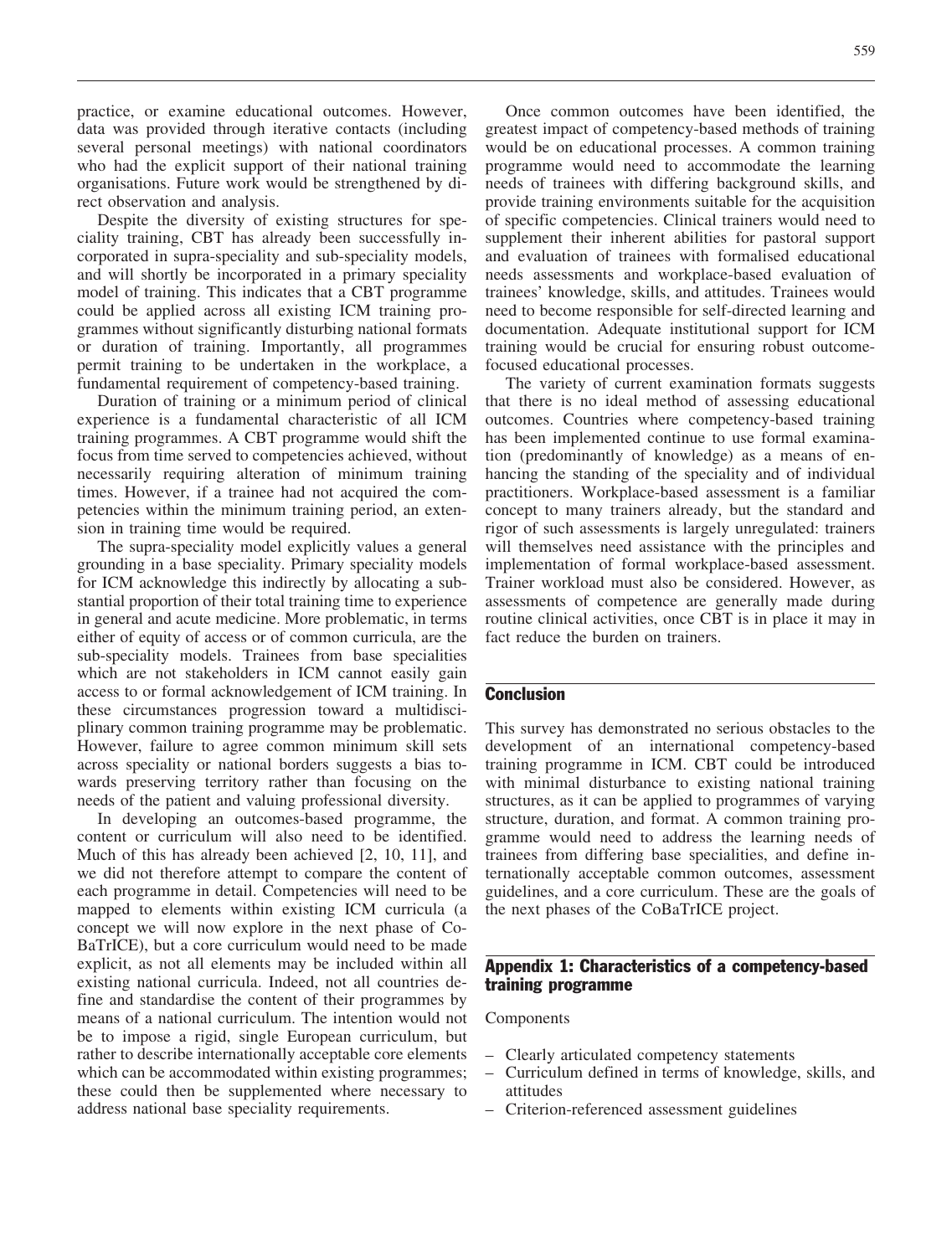practice, or examine educational outcomes. However, data was provided through iterative contacts (including several personal meetings) with national coordinators who had the explicit support of their national training organisations. Future work would be strengthened by direct observation and analysis.

Despite the diversity of existing structures for speciality training, CBT has already been successfully incorporated in supra-speciality and sub-speciality models, and will shortly be incorporated in a primary speciality model of training. This indicates that a CBT programme could be applied across all existing ICM training programmes without significantly disturbing national formats or duration of training. Importantly, all programmes permit training to be undertaken in the workplace, a fundamental requirement of competency-based training.

Duration of training or a minimum period of clinical experience is a fundamental characteristic of all ICM training programmes. A CBT programme would shift the focus from time served to competencies achieved, without necessarily requiring alteration of minimum training times. However, if a trainee had not acquired the competencies within the minimum training period, an extension in training time would be required.

The supra-speciality model explicitly values a general grounding in a base speciality. Primary speciality models for ICM acknowledge this indirectly by allocating a substantial proportion of their total training time to experience in general and acute medicine. More problematic, in terms either of equity of access or of common curricula, are the sub-speciality models. Trainees from base specialities which are not stakeholders in ICM cannot easily gain access to or formal acknowledgement of ICM training. In these circumstances progression toward a multidisciplinary common training programme may be problematic. However, failure to agree common minimum skill sets across speciality or national borders suggests a bias towards preserving territory rather than focusing on the needs of the patient and valuing professional diversity.

In developing an outcomes-based programme, the content or curriculum will also need to be identified. Much of this has already been achieved [2, 10, 11], and we did not therefore attempt to compare the content of each programme in detail. Competencies will need to be mapped to elements within existing ICM curricula (a concept we will now explore in the next phase of CoBaTrICE), but a core curriculum would need to be made explicit, as not all elements may be included within all existing national curricula. Indeed, not all countries define and standardise the content of their programmes by means of a national curriculum. The intention would not be to impose a rigid, single European curriculum, but rather to describe internationally acceptable core elements which can be accommodated within existing programmes; these could then be supplemented where necessary to address national base speciality requirements.

Once common outcomes have been identified, the greatest impact of competency-based methods of training would be on educational processes. A common training programme would need to accommodate the learning needs of trainees with differing background skills, and provide training environments suitable for the acquisition of specific competencies. Clinical trainers would need to supplement their inherent abilities for pastoral support and evaluation of trainees with formalised educational needs assessments and workplace-based evaluation of trainees' knowledge, skills, and attitudes. Trainees would need to become responsible for self-directed learning and documentation. Adequate institutional support for ICM training would be crucial for ensuring robust outcome-focused educational processes.

The variety of current examination formats suggests that there is no ideal method of assessing educational outcomes. Countries where competency-based training has been implemented continue to use formal examination (predominantly of knowledge) as a means of enhancing the standing of the speciality and of individual practitioners. Workplace-based assessment is a familiar concept to many trainers already, but the standard and rigor of such assessments is largely unregulated: trainers will themselves need assistance with the principles and implementation of formal workplace-based assessment. Trainer workload must also be considered. However, as assessments of competence are generally made during routine clinical activities, once CBT is in place it may in fact reduce the burden on trainers.

## Conclusion

This survey has demonstrated no serious obstacles to the development of an international competency-based training programme in ICM. CBT could be introduced with minimal disturbance to existing national training structures, as it can be applied to programmes of varying structure, duration, and format. A common training programme would need to address the learning needs of trainees from differing base specialities, and define internationally acceptable common outcomes, assessment guidelines, and a core curriculum. These are the goals of the next phases of the CoBaTrICE project.

## Appendix 1: Characteristics of a competency-based training programme

Components

- Clearly articulated competency statements
- Curriculum defined in terms of knowledge, skills, and attitudes
- Criterion-referenced assessment guidelines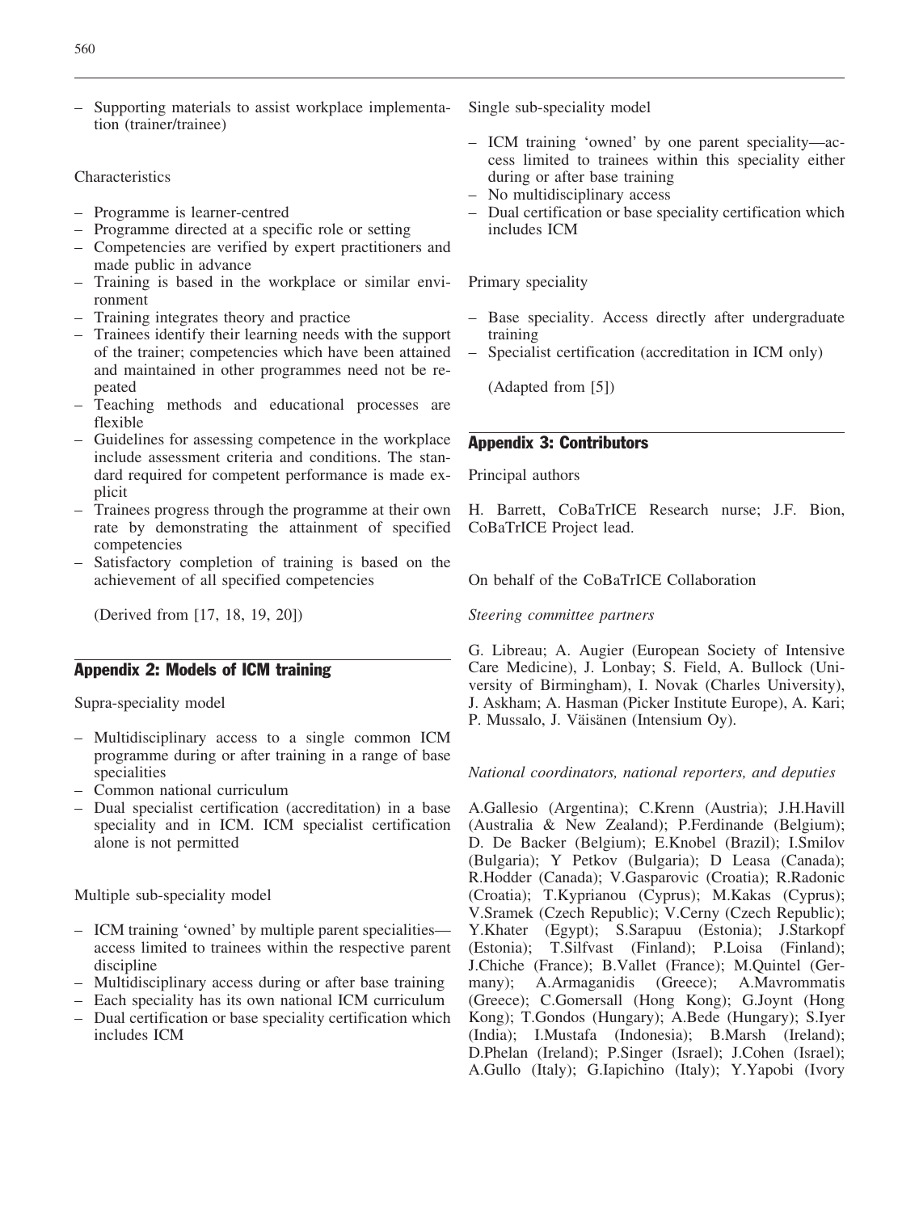- Supporting materials to assist workplace implementation (trainer/trainee)

Characteristics

- Programme is learner-centred
- Programme directed at a specific role or setting
- Competencies are verified by expert practitioners and made public in advance
- Training is based in the workplace or similar environment
- Training integrates theory and practice
- Trainees identify their learning needs with the support of the trainer; competencies which have been attained and maintained in other programmes need not be repeated
- Teaching methods and educational processes are flexible
- Guidelines for assessing competence in the workplace include assessment criteria and conditions. The standard required for competent performance is made explicit
- Trainees progress through the programme at their own rate by demonstrating the attainment of specified competencies
- Satisfactory completion of training is based on the achievement of all specified competencies

(Derived from [17, 18, 19, 20])

## Appendix 2: Models of ICM training

Supra-speciality model

- Multidisciplinary access to a single common ICM programme during or after training in a range of base specialities
- Common national curriculum
- Dual specialist certification (accreditation) in a base speciality and in ICM. ICM specialist certification alone is not permitted

Multiple sub-speciality model

- ICM training 'owned' by multiple parent specialities—access limited to trainees within the respective parent discipline
- Multidisciplinary access during or after base training
- Each speciality has its own national ICM curriculum
- Dual certification or base speciality certification which includes ICM

Single sub-speciality model

- ICM training 'owned' by one parent speciality—access limited to trainees within this speciality either during or after base training
- No multidisciplinary access
- Dual certification or base speciality certification which includes ICM

Primary speciality

- Base speciality. Access directly after undergraduate training
- Specialist certification (accreditation in ICM only)

(Adapted from [5])

## Appendix 3: Contributors

Principal authors

H. Barrett, CoBaTrICE Research nurse; J.F. Bion, CoBaTrICE Project lead.

On behalf of the CoBaTrICE Collaboration

*Steering committee partners*

G. Libreau; A. Augier (European Society of Intensive Care Medicine), J. Lonbay; S. Field, A. Bullock (University of Birmingham), I. Novak (Charles University), J. Askham; A. Hasman (Picker Institute Europe), A. Kari; P. Mussalo, J. Väisänen (Intensium Oy).

*National coordinators, national reporters, and deputies*

A.Gallesio (Argentina); C.Krenn (Austria); J.H.Havill (Australia & New Zealand); P.Ferdinande (Belgium); D. De Backer (Belgium); E.Knobel (Brazil); I.Smilov (Bulgaria); Y Petkov (Bulgaria); D Leasa (Canada); R.Hodder (Canada); V.Gasparovic (Croatia); R.Radonic (Croatia); T.Kyprianou (Cyprus); M.Kakas (Cyprus); V.Sramek (Czech Republic); V.Cerny (Czech Republic); Y.Khater (Egypt); S.Sarapuu (Estonia); J.Starkopf (Estonia); T.Silfvast (Finland); P.Loisa (Finland); J.Chiche (France); B.Vallet (France); M.Quintel (Germany); A.Armaganidis (Greece); A.Mavrommatis (Greece); C.Gomersall (Hong Kong); G.Joynt (Hong Kong); T.Gondos (Hungary); A.Bede (Hungary); S.Iyer (India); I.Mustafa (Indonesia); B.Marsh (Ireland); D.Phelan (Ireland); P.Singer (Israel); J.Cohen (Israel); A.Gullo (Italy); G.Iapichino (Italy); Y.Yapobi (Ivory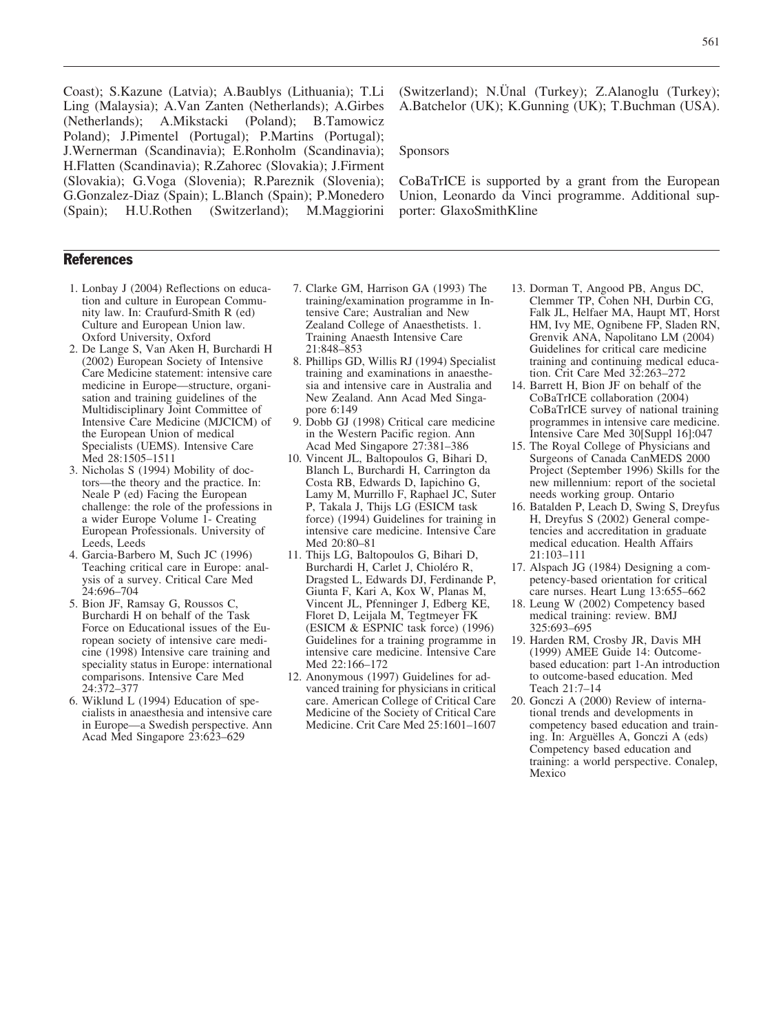Coast); S.Kazune (Latvia); A.Baublys (Lithuania); T.Li Ling (Malaysia); A.Van Zanten (Netherlands); A.Girbes (Netherlands); A.Mikstacki (Poland); B.Tamowicz Poland); J.Pimentel (Portugal); P.Martins (Portugal); J.Wernerman (Scandinavia); E.Ronholm (Scandinavia); H.Flatten (Scandinavia); R.Zahorec (Slovakia); J.Firment (Slovakia); G.Voga (Slovenia); R.Pareznik (Slovenia); G.Gonzalez-Diaz (Spain); L.Blanch (Spain); P.Monedero (Spain); H.U.Rothen (Switzerland); M.Maggiorini (Switzerland); N.Ünal (Turkey); Z.Alanoglu (Turkey); A.Batchelor (UK); K.Gunning (UK); T.Buchman (USA).

Sponsors

CoBaTrICE is supported by a grant from the European Union, Leonardo da Vinci programme. Additional supporter: GlaxoSmithKline

## References

1. Lonbay J (2004) Reflections on education and culture in European Community law. In: Craufurd-Smith R (ed) Culture and European Union law. Oxford University, Oxford
2. De Lange S, Van Aken H, Burchardi H (2002) European Society of Intensive Care Medicine statement: intensive care medicine in Europe—structure, organisation and training guidelines of the Multidisciplinary Joint Committee of Intensive Care Medicine (MJCICM) of the European Union of medical Specialists (UEMS). Intensive Care Med 28:1505–1511
3. Nicholas S (1994) Mobility of doctors—the theory and the practice. In: Neale P (ed) Facing the European challenge: the role of the professions in a wider Europe Volume 1- Creating European Professionals. University of Leeds, Leeds
4. Garcia-Barbero M, Such JC (1996) Teaching critical care in Europe: analysis of a survey. Critical Care Med 24:696–704
5. Bion JF, Ramsay G, Roussos C, Burchardi H on behalf of the Task Force on Educational issues of the European society of intensive care medicine (1998) Intensive care training and speciality status in Europe: international comparisons. Intensive Care Med 24:372–377
6. Wiklund L (1994) Education of specialists in anaesthesia and intensive care in Europe—a Swedish perspective. Ann Acad Med Singapore 23:623–629
7. Clarke GM, Harrison GA (1993) The training/examination programme in Intensive Care; Australian and New Zealand College of Anaesthetists. 1. Training Anaesth Intensive Care 21:848–853
8. Phillips GD, Willis RJ (1994) Specialist training and examinations in anaesthesia and intensive care in Australia and New Zealand. Ann Acad Med Singapore 6:149
9. Dobb GJ (1998) Critical care medicine in the Western Pacific region. Ann Acad Med Singapore 27:381–386
10. Vincent JL, Baltopoulos G, Bihari D, Blanch L, Burchardi H, Carrington da Costa RB, Edwards D, Iapichino G, Lamy M, Murrillo F, Raphael JC, Suter P, Takala J, Thijs LG (ESICM task force) (1994) Guidelines for training in intensive care medicine. Intensive Care Med 20:80–81
11. Thijs LG, Baltopoulos G, Bihari D, Burchardi H, Carlet J, Chioléro R, Dragsted L, Edwards DJ, Ferdinande P, Giunta F, Kari A, Kox W, Planas M, Vincent JL, Pfenninger J, Edberg KE, Floret D, Leijala M, Tegtmeyer FK (ESICM & ESPNIC task force) (1996) Guidelines for a training programme in intensive care medicine. Intensive Care Med 22:166–172
12. Anonymous (1997) Guidelines for advanced training for physicians in critical care. American College of Critical Care Medicine of the Society of Critical Care Medicine. Crit Care Med 25:1601–1607
13. Dorman T, Angood PB, Angus DC, Clemmer TP, Cohen NH, Durbin CG, Falk JL, Helfaer MA, Haupt MT, Horst HM, Ivy ME, Ognibene FP, Sladen RN, Grenvik ANA, Napolitano LM (2004) Guidelines for critical care medicine training and continuing medical education. Crit Care Med 32:263–272
14. Barrett H, Bion JF on behalf of the CoBaTrICE collaboration (2004) CoBaTrICE survey of national training programmes in intensive care medicine. Intensive Care Med 30[Suppl 16]:047
15. The Royal College of Physicians and Surgeons of Canada CanMEDS 2000 Project (September 1996) Skills for the new millennium: report of the societal needs working group. Ontario
16. Batalden P, Leach D, Swing S, Dreyfus H, Dreyfus S (2002) General competencies and accreditation in graduate medical education. Health Affairs 21:103–111
17. Alspach JG (1984) Designing a competency-based orientation for critical care nurses. Heart Lung 13:655–662
18. Leung W (2002) Competency based medical training: review. BMJ 325:693–695
19. Harden RM, Crosby JR, Davis MH (1999) AMEE Guide 14: Outcome-based education: part 1-An introduction to outcome-based education. Med Teach 21:7–14
20. Gonczi A (2000) Review of international trends and developments in competency based education and training. In: Arguëlles A, Gonczi A (eds) Competency based education and training: a world perspective. Conalep, Mexico